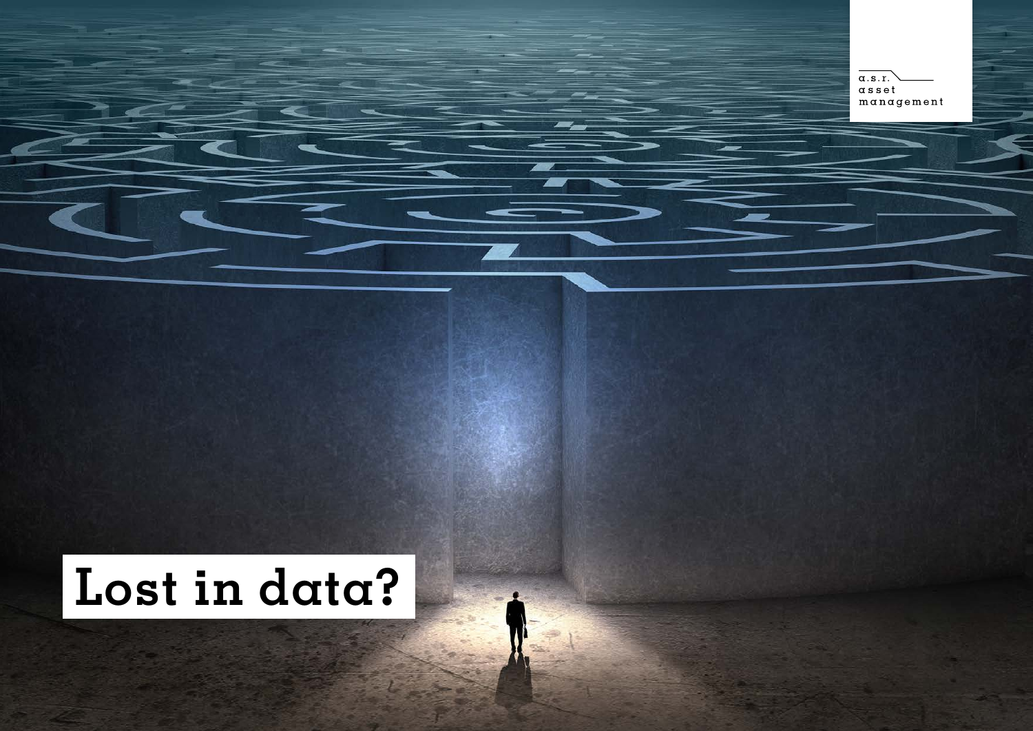a.s.r.
asset
management

# Lost in data?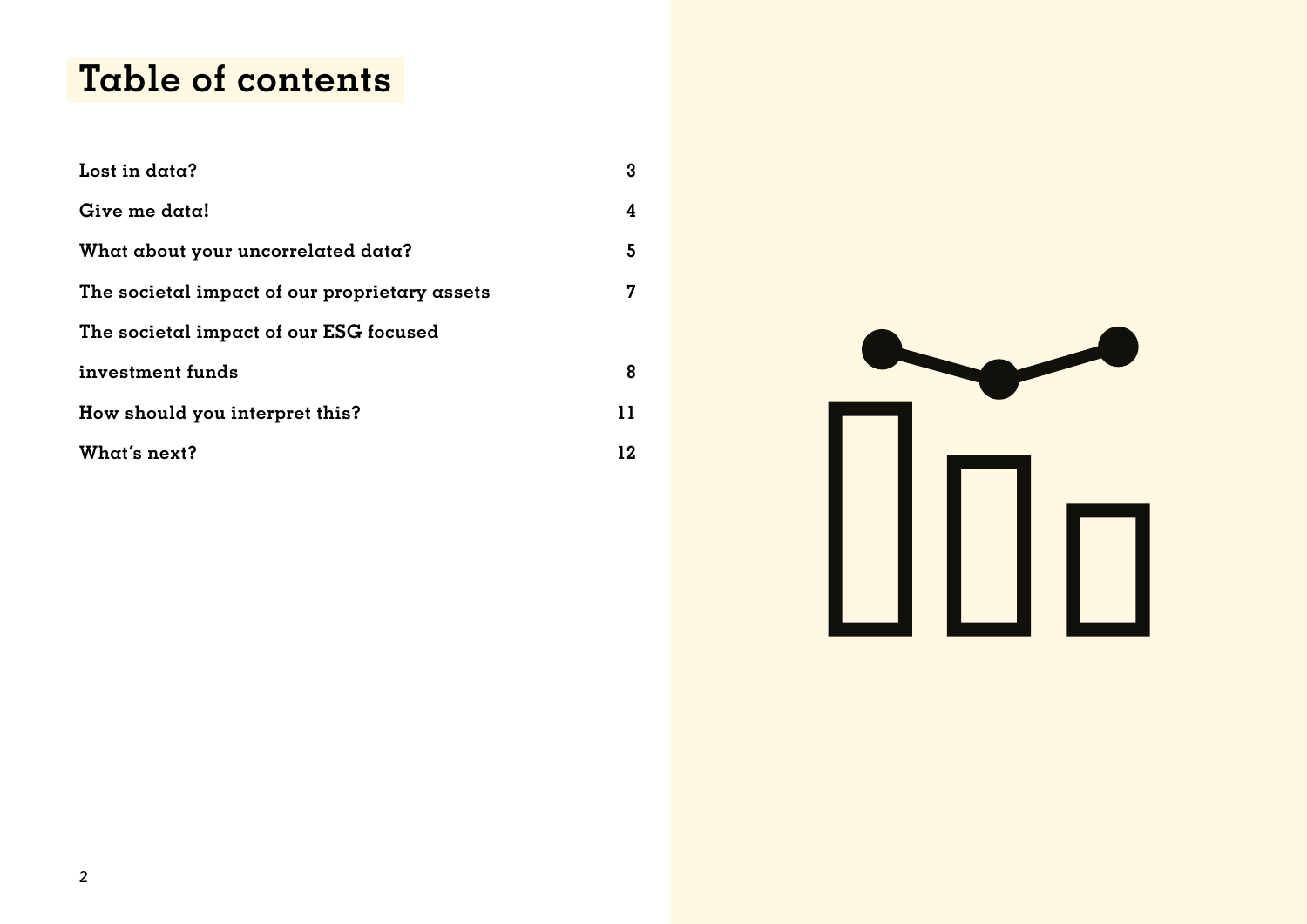# Table of contents

| | |
|---|---|
| Lost in data? | 3 |
| Give me data! | 4 |
| What about your uncorrelated data? | 5 |
| The societal impact of our proprietary assets | 7 |
| The societal impact of our ESG focused investment funds | 8 |
| How should you interpret this? | 11 |
| What's next? | 12 |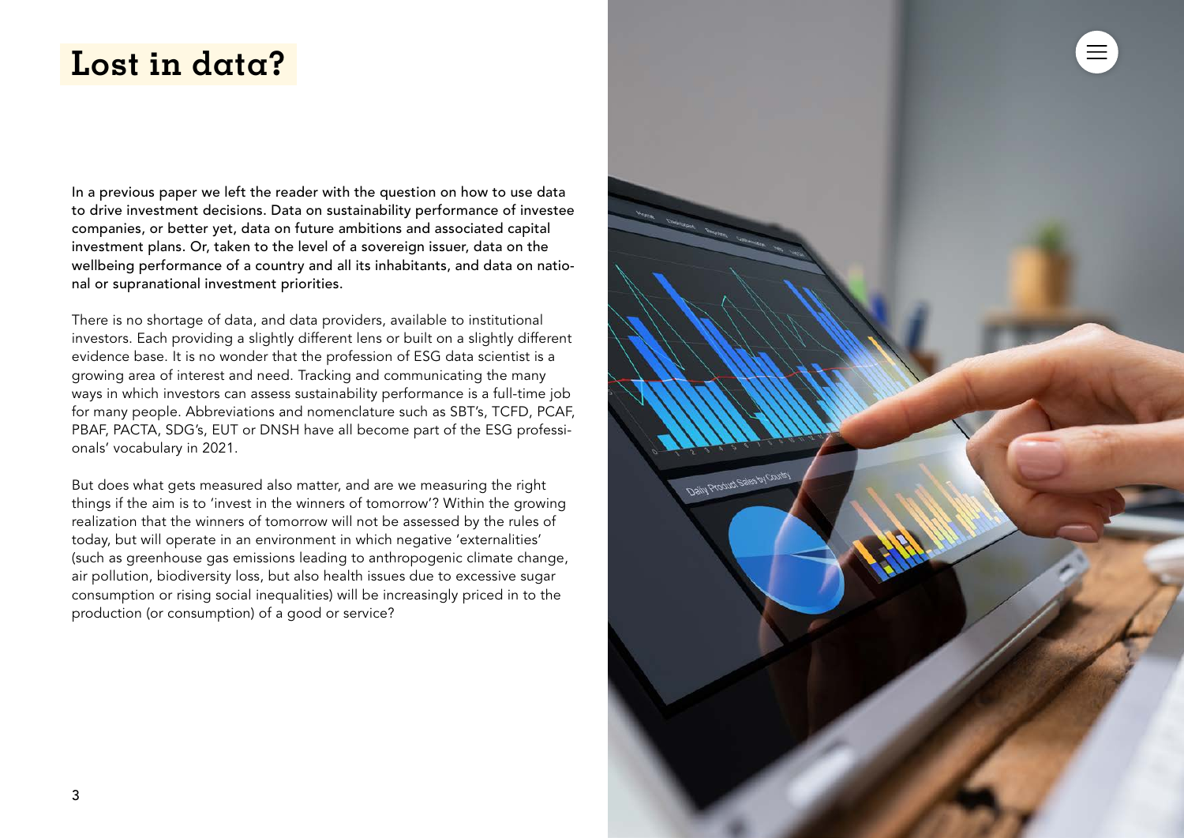# Lost in data?

In a previous paper we left the reader with the question on how to use data to drive investment decisions. Data on sustainability performance of investee companies, or better yet, data on future ambitions and associated capital investment plans. Or, taken to the level of a sovereign issuer, data on the wellbeing performance of a country and all its inhabitants, and data on national or supranational investment priorities.

There is no shortage of data, and data providers, available to institutional investors. Each providing a slightly different lens or built on a slightly different evidence base. It is no wonder that the profession of ESG data scientist is a growing area of interest and need. Tracking and communicating the many ways in which investors can assess sustainability performance is a full-time job for many people. Abbreviations and nomenclature such as SBT's, TCFD, PCAF, PBAF, PACTA, SDG's, EUT or DNSH have all become part of the ESG professionals' vocabulary in 2021.

But does what gets measured also matter, and are we measuring the right things if the aim is to 'invest in the winners of tomorrow'? Within the growing realization that the winners of tomorrow will not be assessed by the rules of today, but will operate in an environment in which negative 'externalities' (such as greenhouse gas emissions leading to anthropogenic climate change, air pollution, biodiversity loss, but also health issues due to excessive sugar consumption or rising social inequalities) will be increasingly priced in to the production (or consumption) of a good or service?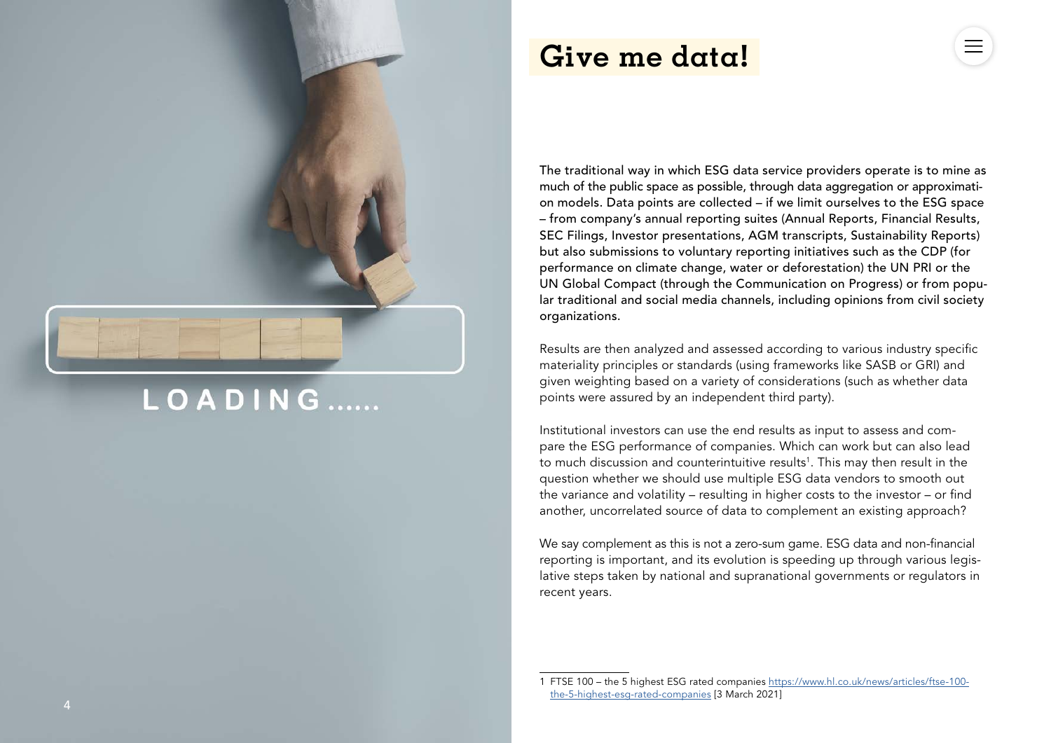# Give me data!

The traditional way in which ESG data service providers operate is to mine as much of the public space as possible, through data aggregation or approximation models. Data points are collected – if we limit ourselves to the ESG space – from company's annual reporting suites (Annual Reports, Financial Results, SEC Filings, Investor presentations, AGM transcripts, Sustainability Reports) but also submissions to voluntary reporting initiatives such as the CDP (for performance on climate change, water or deforestation) the UN PRI or the UN Global Compact (through the Communication on Progress) or from popular traditional and social media channels, including opinions from civil society organizations.

Results are then analyzed and assessed according to various industry specific materiality principles or standards (using frameworks like SASB or GRI) and given weighting based on a variety of considerations (such as whether data points were assured by an independent third party).

Institutional investors can use the end results as input to assess and compare the ESG performance of companies. Which can work but can also lead to much discussion and counterintuitive results[1]. This may then result in the question whether we should use multiple ESG data vendors to smooth out the variance and volatility – resulting in higher costs to the investor – or find another, uncorrelated source of data to complement an existing approach?

We say complement as this is not a zero-sum game. ESG data and non-financial reporting is important, and its evolution is speeding up through various legislative steps taken by national and supranational governments or regulators in recent years.

---

1 FTSE 100 – the 5 highest ESG rated companies https://www.hl.co.uk/news/articles/ftse-100-the-5-highest-esg-rated-companies [3 March 2021]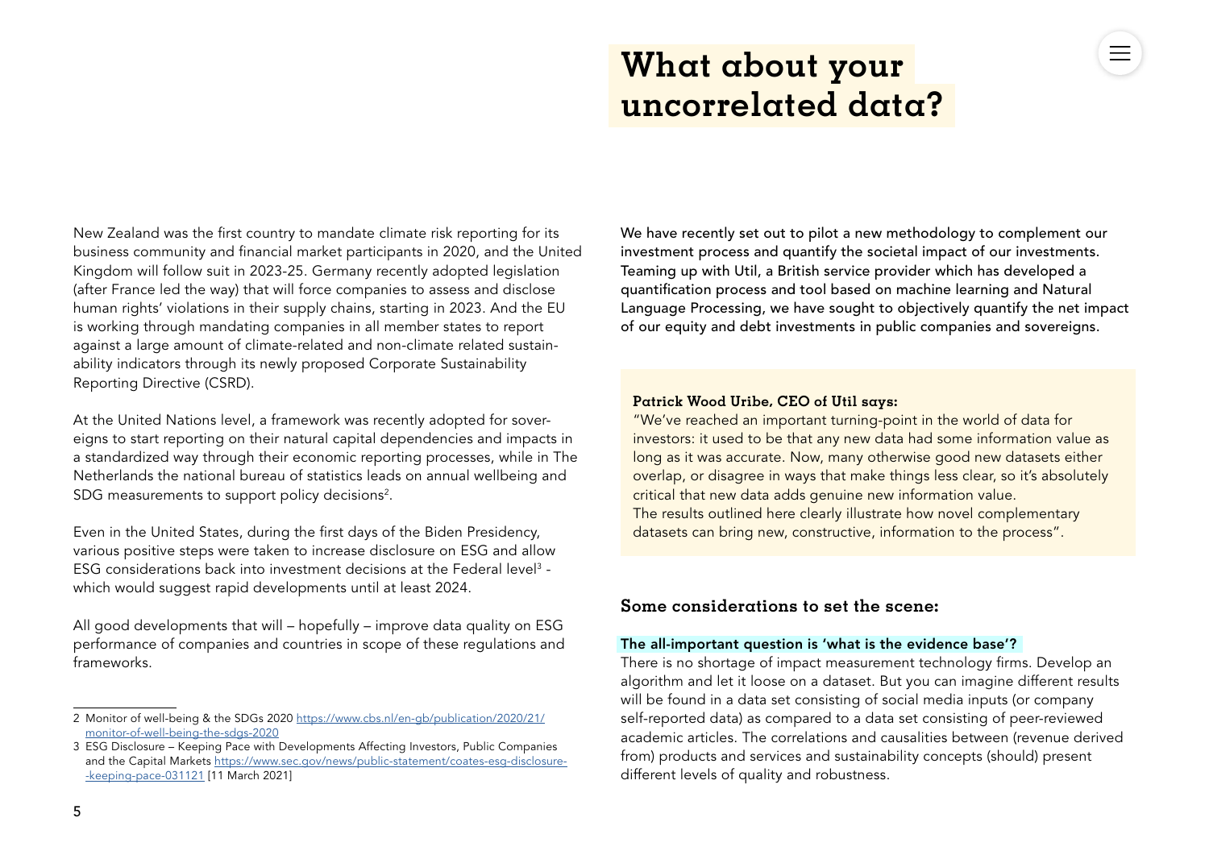# What about your uncorrelated data?

New Zealand was the first country to mandate climate risk reporting for its business community and financial market participants in 2020, and the United Kingdom will follow suit in 2023-25. Germany recently adopted legislation (after France led the way) that will force companies to assess and disclose human rights' violations in their supply chains, starting in 2023. And the EU is working through mandating companies in all member states to report against a large amount of climate-related and non-climate related sustainability indicators through its newly proposed Corporate Sustainability Reporting Directive (CSRD).

At the United Nations level, a framework was recently adopted for sovereigns to start reporting on their natural capital dependencies and impacts in a standardized way through their economic reporting processes, while in The Netherlands the national bureau of statistics leads on annual wellbeing and SDG measurements to support policy decisions[2].

Even in the United States, during the first days of the Biden Presidency, various positive steps were taken to increase disclosure on ESG and allow ESG considerations back into investment decisions at the Federal level[3] - which would suggest rapid developments until at least 2024.

All good developments that will – hopefully – improve data quality on ESG performance of companies and countries in scope of these regulations and frameworks.

2 Monitor of well-being & the SDGs 2020 https://www.cbs.nl/en-gb/publication/2020/21/monitor-of-well-being-the-sdgs-2020

3 ESG Disclosure – Keeping Pace with Developments Affecting Investors, Public Companies and the Capital Markets https://www.sec.gov/news/public-statement/coates-esg-disclosure--keeping-pace-031121 [11 March 2021]

We have recently set out to pilot a new methodology to complement our investment process and quantify the societal impact of our investments. Teaming up with Util, a British service provider which has developed a quantification process and tool based on machine learning and Natural Language Processing, we have sought to objectively quantify the net impact of our equity and debt investments in public companies and sovereigns.

**Patrick Wood Uribe, CEO of Util says:**
"We've reached an important turning-point in the world of data for investors: it used to be that any new data had some information value as long as it was accurate. Now, many otherwise good new datasets either overlap, or disagree in ways that make things less clear, so it's absolutely critical that new data adds genuine new information value.
The results outlined here clearly illustrate how novel complementary datasets can bring new, constructive, information to the process".

## Some considerations to set the scene:

**The all-important question is 'what is the evidence base'?**
There is no shortage of impact measurement technology firms. Develop an algorithm and let it loose on a dataset. But you can imagine different results will be found in a data set consisting of social media inputs (or company self-reported data) as compared to a data set consisting of peer-reviewed academic articles. The correlations and causalities between (revenue derived from) products and services and sustainability concepts (should) present different levels of quality and robustness.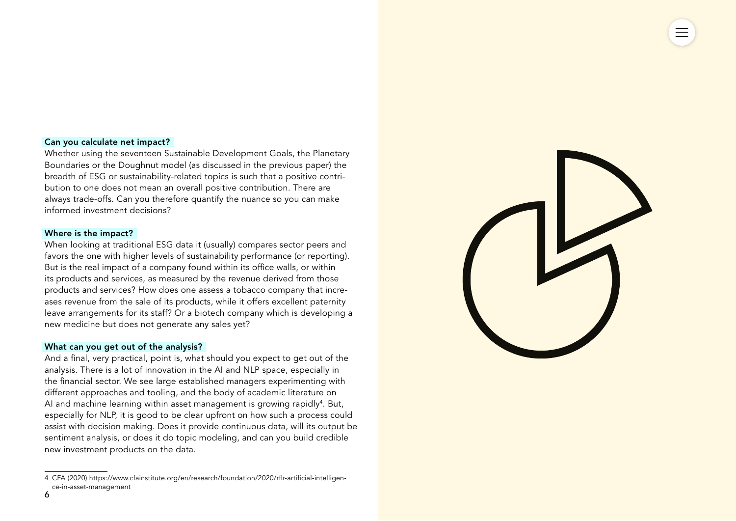### Can you calculate net impact?

Whether using the seventeen Sustainable Development Goals, the Planetary Boundaries or the Doughnut model (as discussed in the previous paper) the breadth of ESG or sustainability-related topics is such that a positive contribution to one does not mean an overall positive contribution. There are always trade-offs. Can you therefore quantify the nuance so you can make informed investment decisions?

### Where is the impact?

When looking at traditional ESG data it (usually) compares sector peers and favors the one with higher levels of sustainability performance (or reporting). But is the real impact of a company found within its office walls, or within its products and services, as measured by the revenue derived from those products and services? How does one assess a tobacco company that increases revenue from the sale of its products, while it offers excellent paternity leave arrangements for its staff? Or a biotech company which is developing a new medicine but does not generate any sales yet?

### What can you get out of the analysis?

And a final, very practical, point is, what should you expect to get out of the analysis. There is a lot of innovation in the AI and NLP space, especially in the financial sector. We see large established managers experimenting with different approaches and tooling, and the body of academic literature on AI and machine learning within asset management is growing rapidly[4]. But, especially for NLP, it is good to be clear upfront on how such a process could assist with decision making. Does it provide continuous data, will its output be sentiment analysis, or does it do topic modeling, and can you build credible new investment products on the data.

---

4 CFA (2020) https://www.cfainstitute.org/en/research/foundation/2020/rflr-artificial-intelligence-in-asset-management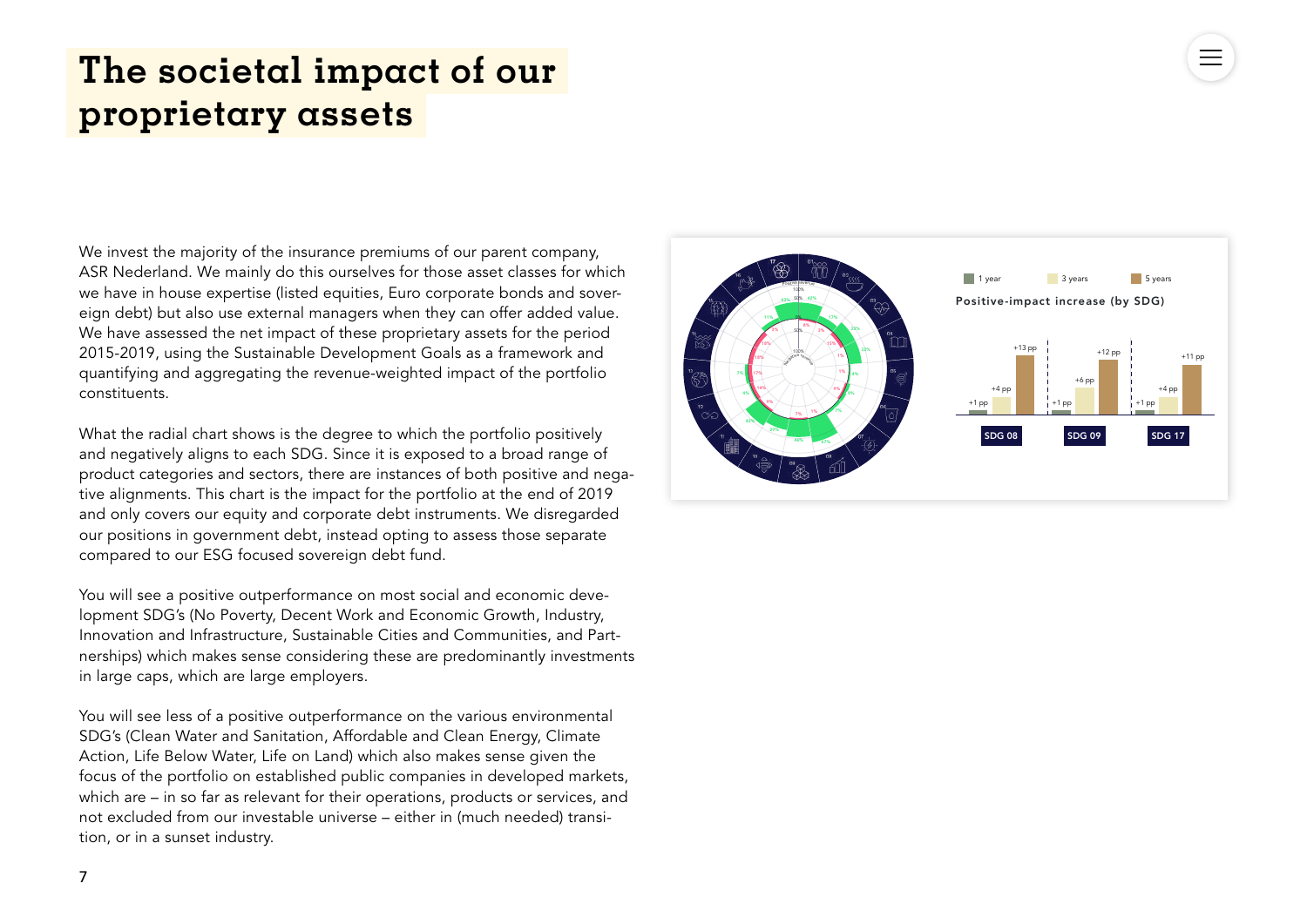# The societal impact of our proprietary assets

We invest the majority of the insurance premiums of our parent company, ASR Nederland. We mainly do this ourselves for those asset classes for which we have in house expertise (listed equities, Euro corporate bonds and sovereign debt) but also use external managers when they can offer added value. We have assessed the net impact of these proprietary assets for the period 2015-2019, using the Sustainable Development Goals as a framework and quantifying and aggregating the revenue-weighted impact of the portfolio constituents.

What the radial chart shows is the degree to which the portfolio positively and negatively aligns to each SDG. Since it is exposed to a broad range of product categories and sectors, there are instances of both positive and negative alignments. This chart is the impact for the portfolio at the end of 2019 and only covers our equity and corporate debt instruments. We disregarded our positions in government debt, instead opting to assess those separate compared to our ESG focused sovereign debt fund.

You will see a positive outperformance on most social and economic development SDG's (No Poverty, Decent Work and Economic Growth, Industry, Innovation and Infrastructure, Sustainable Cities and Communities, and Partnerships) which makes sense considering these are predominantly investments in large caps, which are large employers.

You will see less of a positive outperformance on the various environmental SDG's (Clean Water and Sanitation, Affordable and Clean Energy, Climate Action, Life Below Water, Life on Land) which also makes sense given the focus of the portfolio on established public companies in developed markets, which are – in so far as relevant for their operations, products or services, and not excluded from our investable universe – either in (much needed) transition, or in a sunset industry.

Positive-impact increase (by SDG)

| SDG | 1 year | 3 years | 5 years |
|---|---|---|---|
| SDG 08 | +1 pp | +4 pp | +13 pp |
| SDG 09 | +1 pp | +6 pp | +12 pp |
| SDG 17 | +1 pp | +4 pp | +11 pp |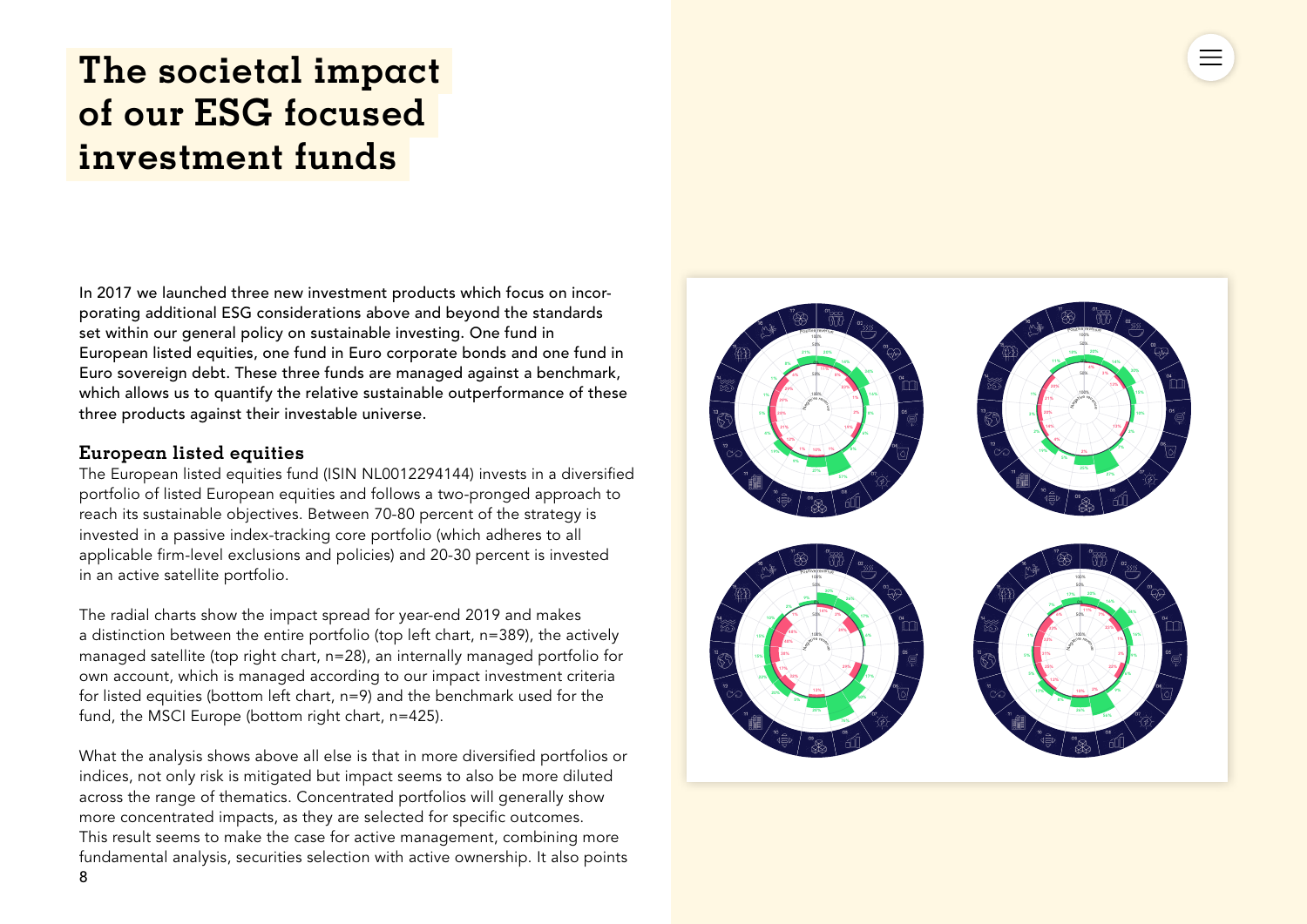# The societal impact of our ESG focused investment funds

In 2017 we launched three new investment products which focus on incorporating additional ESG considerations above and beyond the standards set within our general policy on sustainable investing. One fund in European listed equities, one fund in Euro corporate bonds and one fund in Euro sovereign debt. These three funds are managed against a benchmark, which allows us to quantify the relative sustainable outperformance of these three products against their investable universe.

## European listed equities

The European listed equities fund (ISIN NL0012294144) invests in a diversified portfolio of listed European equities and follows a two-pronged approach to reach its sustainable objectives. Between 70-80 percent of the strategy is invested in a passive index-tracking core portfolio (which adheres to all applicable firm-level exclusions and policies) and 20-30 percent is invested in an active satellite portfolio.

The radial charts show the impact spread for year-end 2019 and makes a distinction between the entire portfolio (top left chart, n=389), the actively managed satellite (top right chart, n=28), an internally managed portfolio for own account, which is managed according to our impact investment criteria for listed equities (bottom left chart, n=9) and the benchmark used for the fund, the MSCI Europe (bottom right chart, n=425).

What the analysis shows above all else is that in more diversified portfolios or indices, not only risk is mitigated but impact seems to also be more diluted across the range of thematics. Concentrated portfolios will generally show more concentrated impacts, as they are selected for specific outcomes. This result seems to make the case for active management, combining more fundamental analysis, securities selection with active ownership. It also points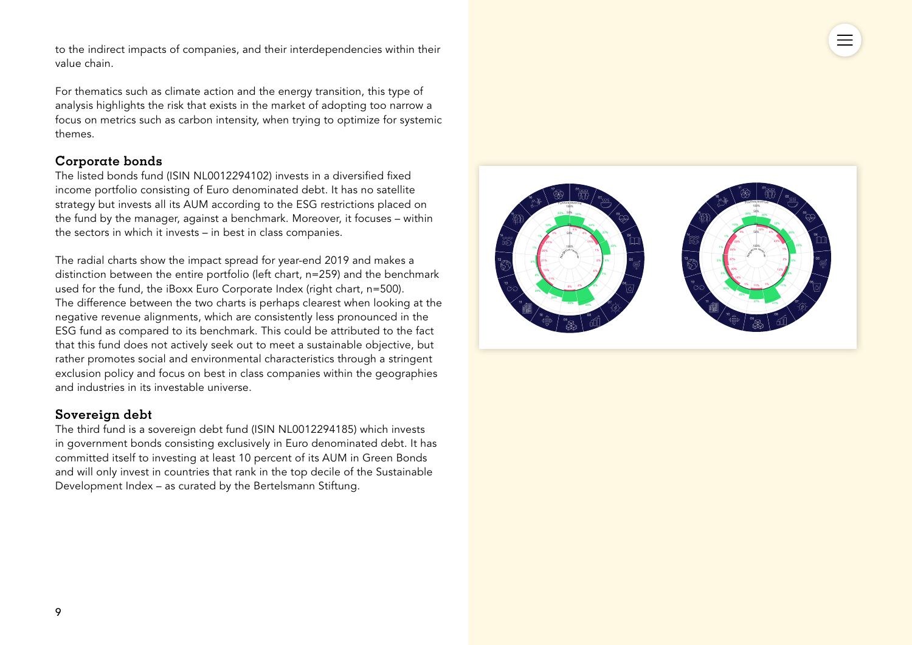to the indirect impacts of companies, and their interdependencies within their value chain.

For thematics such as climate action and the energy transition, this type of analysis highlights the risk that exists in the market of adopting too narrow a focus on metrics such as carbon intensity, when trying to optimize for systemic themes.

## Corporate bonds

The listed bonds fund (ISIN NL0012294102) invests in a diversified fixed income portfolio consisting of Euro denominated debt. It has no satellite strategy but invests all its AUM according to the ESG restrictions placed on the fund by the manager, against a benchmark. Moreover, it focuses – within the sectors in which it invests – in best in class companies.

The radial charts show the impact spread for year-end 2019 and makes a distinction between the entire portfolio (left chart, n=259) and the benchmark used for the fund, the iBoxx Euro Corporate Index (right chart, n=500). The difference between the two charts is perhaps clearest when looking at the negative revenue alignments, which are consistently less pronounced in the ESG fund as compared to its benchmark. This could be attributed to the fact that this fund does not actively seek out to meet a sustainable objective, but rather promotes social and environmental characteristics through a stringent exclusion policy and focus on best in class companies within the geographies and industries in its investable universe.

## Sovereign debt

The third fund is a sovereign debt fund (ISIN NL0012294185) which invests in government bonds consisting exclusively in Euro denominated debt. It has committed itself to investing at least 10 percent of its AUM in Green Bonds and will only invest in countries that rank in the top decile of the Sustainable Development Index – as curated by the Bertelsmann Stiftung.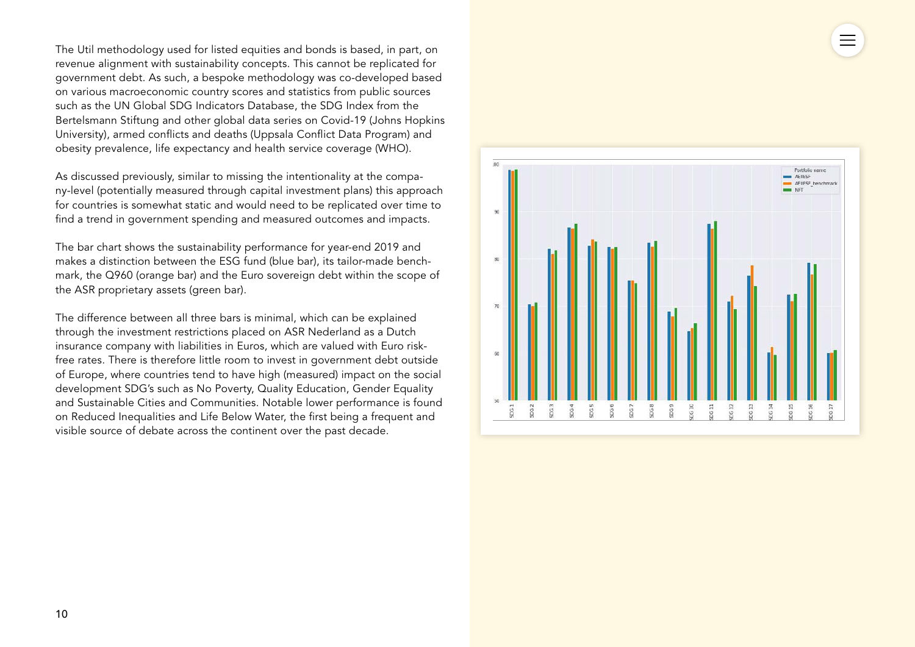The Util methodology used for listed equities and bonds is based, in part, on revenue alignment with sustainability concepts. This cannot be replicated for government debt. As such, a bespoke methodology was co-developed based on various macroeconomic country scores and statistics from public sources such as the UN Global SDG Indicators Database, the SDG Index from the Bertelsmann Stiftung and other global data series on Covid-19 (Johns Hopkins University), armed conflicts and deaths (Uppsala Conflict Data Program) and obesity prevalence, life expectancy and health service coverage (WHO).

As discussed previously, similar to missing the intentionality at the company-level (potentially measured through capital investment plans) this approach for countries is somewhat static and would need to be replicated over time to find a trend in government spending and measured outcomes and impacts.

The bar chart shows the sustainability performance for year-end 2019 and makes a distinction between the ESG fund (blue bar), its tailor-made benchmark, the Q960 (orange bar) and the Euro sovereign debt within the scope of the ASR proprietary assets (green bar).

The difference between all three bars is minimal, which can be explained through the investment restrictions placed on ASR Nederland as a Dutch insurance company with liabilities in Euros, which are valued with Euro risk-free rates. There is therefore little room to invest in government debt outside of Europe, where countries tend to have high (measured) impact on the social development SDG's such as No Poverty, Quality Education, Gender Equality and Sustainable Cities and Communities. Notable lower performance is found on Reduced Inequalities and Life Below Water, the first being a frequent and visible source of debate across the continent over the past decade.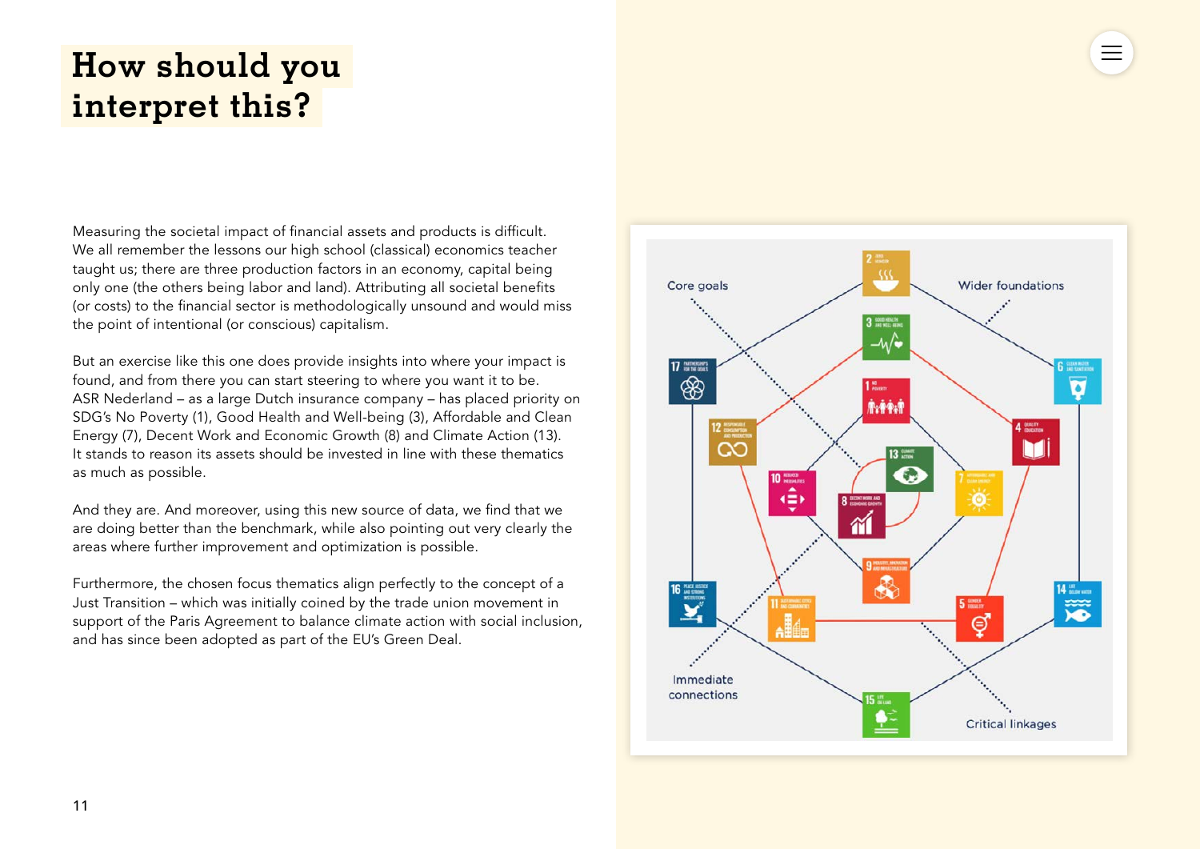# How should you interpret this?

Measuring the societal impact of financial assets and products is difficult. We all remember the lessons our high school (classical) economics teacher taught us; there are three production factors in an economy, capital being only one (the others being labor and land). Attributing all societal benefits (or costs) to the financial sector is methodologically unsound and would miss the point of intentional (or conscious) capitalism.

But an exercise like this one does provide insights into where your impact is found, and from there you can start steering to where you want it to be. ASR Nederland – as a large Dutch insurance company – has placed priority on SDG's No Poverty (1), Good Health and Well-being (3), Affordable and Clean Energy (7), Decent Work and Economic Growth (8) and Climate Action (13). It stands to reason its assets should be invested in line with these thematics as much as possible.

And they are. And moreover, using this new source of data, we find that we are doing better than the benchmark, while also pointing out very clearly the areas where further improvement and optimization is possible.

Furthermore, the chosen focus thematics align perfectly to the concept of a Just Transition – which was initially coined by the trade union movement in support of the Paris Agreement to balance climate action with social inclusion, and has since been adopted as part of the EU's Green Deal.

Core goals

Wider foundations

Immediate connections

Critical linkages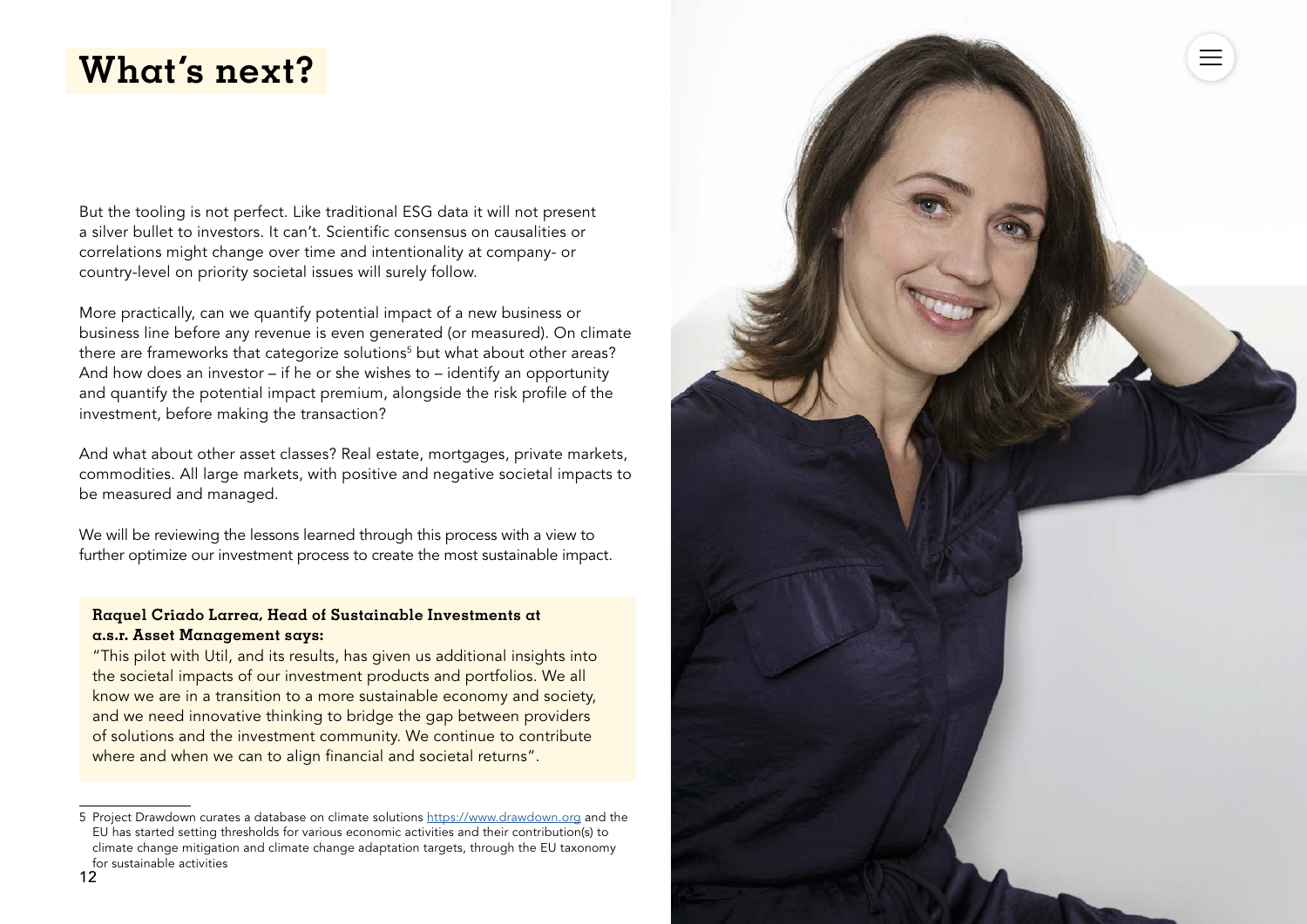# What's next?

But the tooling is not perfect. Like traditional ESG data it will not present a silver bullet to investors. It can't. Scientific consensus on causalities or correlations might change over time and intentionality at company- or country-level on priority societal issues will surely follow.

More practically, can we quantify potential impact of a new business or business line before any revenue is even generated (or measured). On climate there are frameworks that categorize solutions[5] but what about other areas? And how does an investor – if he or she wishes to – identify an opportunity and quantify the potential impact premium, alongside the risk profile of the investment, before making the transaction?

And what about other asset classes? Real estate, mortgages, private markets, commodities. All large markets, with positive and negative societal impacts to be measured and managed.

We will be reviewing the lessons learned through this process with a view to further optimize our investment process to create the most sustainable impact.

**Raquel Criado Larrea, Head of Sustainable Investments at a.s.r. Asset Management says:**
"This pilot with Util, and its results, has given us additional insights into the societal impacts of our investment products and portfolios. We all know we are in a transition to a more sustainable economy and society, and we need innovative thinking to bridge the gap between providers of solutions and the investment community. We continue to contribute where and when we can to align financial and societal returns".

---

5 Project Drawdown curates a database on climate solutions https://www.drawdown.org and the EU has started setting thresholds for various economic activities and their contribution(s) to climate change mitigation and climate change adaptation targets, through the EU taxonomy for sustainable activities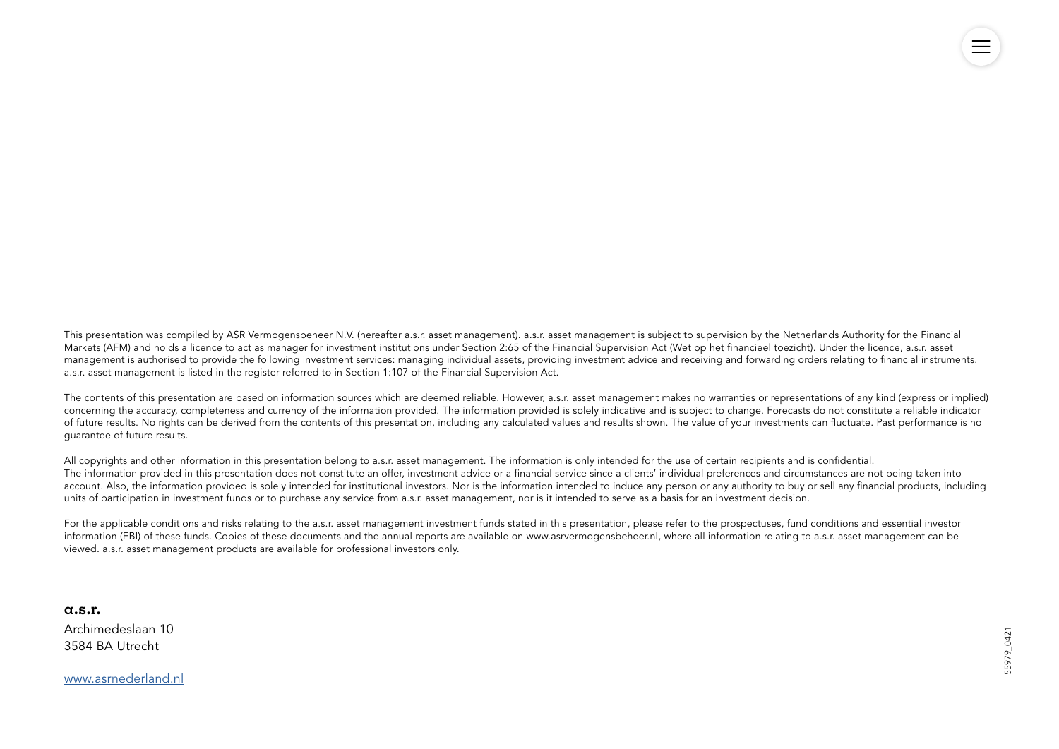This presentation was compiled by ASR Vermogensbeheer N.V. (hereafter a.s.r. asset management). a.s.r. asset management is subject to supervision by the Netherlands Authority for the Financial Markets (AFM) and holds a licence to act as manager for investment institutions under Section 2:65 of the Financial Supervision Act (Wet op het financieel toezicht). Under the licence, a.s.r. asset management is authorised to provide the following investment services: managing individual assets, providing investment advice and receiving and forwarding orders relating to financial instruments. a.s.r. asset management is listed in the register referred to in Section 1:107 of the Financial Supervision Act.

The contents of this presentation are based on information sources which are deemed reliable. However, a.s.r. asset management makes no warranties or representations of any kind (express or implied) concerning the accuracy, completeness and currency of the information provided. The information provided is solely indicative and is subject to change. Forecasts do not constitute a reliable indicator of future results. No rights can be derived from the contents of this presentation, including any calculated values and results shown. The value of your investments can fluctuate. Past performance is no guarantee of future results.

All copyrights and other information in this presentation belong to a.s.r. asset management. The information is only intended for the use of certain recipients and is confidential.
The information provided in this presentation does not constitute an offer, investment advice or a financial service since a clients' individual preferences and circumstances are not being taken into account. Also, the information provided is solely intended for institutional investors. Nor is the information intended to induce any person or any authority to buy or sell any financial products, including units of participation in investment funds or to purchase any service from a.s.r. asset management, nor is it intended to serve as a basis for an investment decision.

For the applicable conditions and risks relating to the a.s.r. asset management investment funds stated in this presentation, please refer to the prospectuses, fund conditions and essential investor information (EBI) of these funds. Copies of these documents and the annual reports are available on www.asrvermogensbeheer.nl, where all information relating to a.s.r. asset management can be viewed. a.s.r. asset management products are available for professional investors only.

---

**a.s.r.**

Archimedeslaan 10
3584 BA Utrecht

www.asrnederland.nl

55979_0421